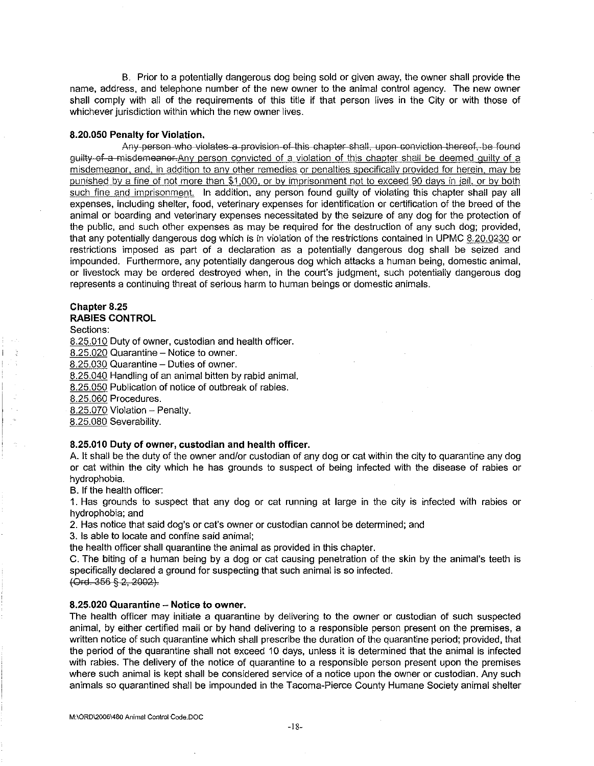B. Prior to a potentially dangerous dog being sold or given away, the owner shall provide the name, address, and telephone number of the new owner to the animal control agency. The new owner shall comply with all of the requirements of this title if that person lives in the City or with those of whichever jurisdiction within which the new owner lives.

**8.20.050 Penalty for Violation.**

~~Any person who violates a provision of this chapter shall, upon conviction thereof, be found guilty of a misdemeanor.~~Any person convicted of a violation of this chapter shall be deemed guilty of a misdemeanor, and, in addition to any other remedies or penalties specifically provided for herein, may be punished by a fine of not more than $1,000, or by imprisonment not to exceed 90 days in jail, or by both such fine and imprisonment. In addition, any person found guilty of violating this chapter shall pay all expenses, including shelter, food, veterinary expenses for identification or certification of the breed of the animal or boarding and veterinary expenses necessitated by the seizure of any dog for the protection of the public, and such other expenses as may be required for the destruction of any such dog; provided, that any potentially dangerous dog which is in violation of the restrictions contained in UPMC 8.20.0230 or restrictions imposed as part of a declaration as a potentially dangerous dog shall be seized and impounded. Furthermore, any potentially dangerous dog which attacks a human being, domestic animal, or livestock may be ordered destroyed when, in the court's judgment, such potentially dangerous dog represents a continuing threat of serious harm to human beings or domestic animals.

**Chapter 8.25**
**RABIES CONTROL**

Sections:
8.25.010 Duty of owner, custodian and health officer.
8.25.020 Quarantine – Notice to owner.
8.25.030 Quarantine – Duties of owner.
8.25.040 Handling of an animal bitten by rabid animal.
8.25.050 Publication of notice of outbreak of rabies.
8.25.060 Procedures.
8.25.070 Violation – Penalty.
8.25.080 Severability.

**8.25.010 Duty of owner, custodian and health officer.**

A. It shall be the duty of the owner and/or custodian of any dog or cat within the city to quarantine any dog or cat within the city which he has grounds to suspect of being infected with the disease of rabies or hydrophobia.

B. If the health officer:

1. Has grounds to suspect that any dog or cat running at large in the city is infected with rabies or hydrophobia; and
2. Has notice that said dog's or cat's owner or custodian cannot be determined; and
3. Is able to locate and confine said animal;

the health officer shall quarantine the animal as provided in this chapter.

C. The biting of a human being by a dog or cat causing penetration of the skin by the animal's teeth is specifically declared a ground for suspecting that such animal is so infected.
~~(Ord. 356 § 2, 2002).~~

**8.25.020 Quarantine – Notice to owner.**

The health officer may initiate a quarantine by delivering to the owner or custodian of such suspected animal, by either certified mail or by hand delivering to a responsible person present on the premises, a written notice of such quarantine which shall prescribe the duration of the quarantine period; provided, that the period of the quarantine shall not exceed 10 days, unless it is determined that the animal is infected with rabies. The delivery of the notice of quarantine to a responsible person present upon the premises where such animal is kept shall be considered service of a notice upon the owner or custodian. Any such animals so quarantined shall be impounded in the Tacoma-Pierce County Humane Society animal shelter

M:\ORD\2006\480 Animal Control Code.DOC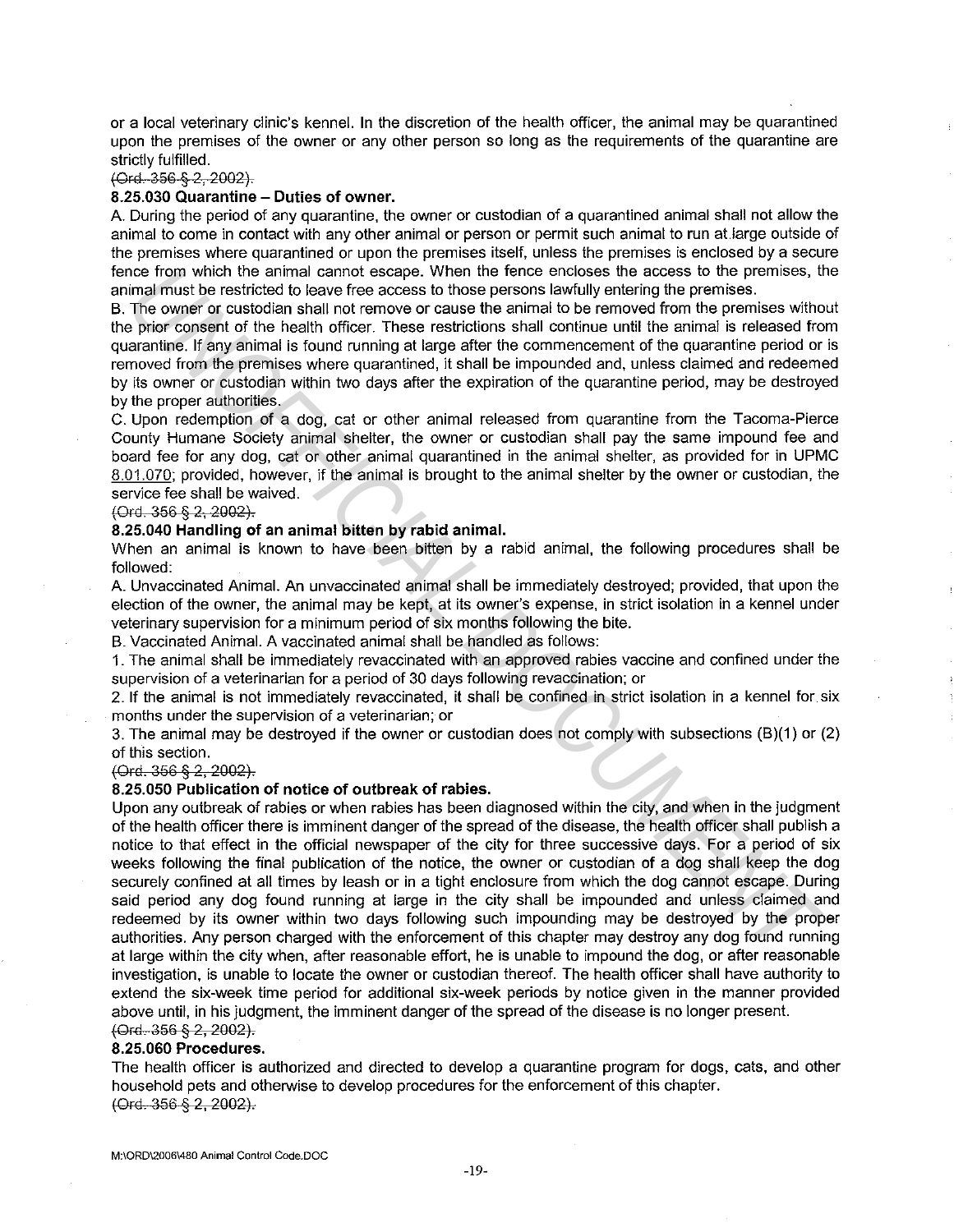or a local veterinary clinic's kennel. In the discretion of the health officer, the animal may be quarantined upon the premises of the owner or any other person so long as the requirements of the quarantine are strictly fulfilled.

~~(Ord. 356 § 2, 2002).~~

**8.25.030 Quarantine – Duties of owner.**

A. During the period of any quarantine, the owner or custodian of a quarantined animal shall not allow the animal to come in contact with any other animal or person or permit such animal to run at large outside of the premises where quarantined or upon the premises itself, unless the premises is enclosed by a secure fence from which the animal cannot escape. When the fence encloses the access to the premises, the animal must be restricted to leave free access to those persons lawfully entering the premises.

B. The owner or custodian shall not remove or cause the animal to be removed from the premises without the prior consent of the health officer. These restrictions shall continue until the animal is released from quarantine. If any animal is found running at large after the commencement of the quarantine period or is removed from the premises where quarantined, it shall be impounded and, unless claimed and redeemed by its owner or custodian within two days after the expiration of the quarantine period, may be destroyed by the proper authorities.

C. Upon redemption of a dog, cat or other animal released from quarantine from the Tacoma-Pierce County Humane Society animal shelter, the owner or custodian shall pay the same impound fee and board fee for any dog, cat or other animal quarantined in the animal shelter, as provided for in UPMC 8.01.070; provided, however, if the animal is brought to the animal shelter by the owner or custodian, the service fee shall be waived.

~~(Ord. 356 § 2, 2002).~~

**8.25.040 Handling of an animal bitten by rabid animal.**

When an animal is known to have been bitten by a rabid animal, the following procedures shall be followed:

A. Unvaccinated Animal. An unvaccinated animal shall be immediately destroyed; provided, that upon the election of the owner, the animal may be kept, at its owner's expense, in strict isolation in a kennel under veterinary supervision for a minimum period of six months following the bite.

B. Vaccinated Animal. A vaccinated animal shall be handled as follows:

1. The animal shall be immediately revaccinated with an approved rabies vaccine and confined under the supervision of a veterinarian for a period of 30 days following revaccination; or

2. If the animal is not immediately revaccinated, it shall be confined in strict isolation in a kennel for six months under the supervision of a veterinarian; or

3. The animal may be destroyed if the owner or custodian does not comply with subsections (B)(1) or (2) of this section.

~~(Ord. 356 § 2, 2002).~~

**8.25.050 Publication of notice of outbreak of rabies.**

Upon any outbreak of rabies or when rabies has been diagnosed within the city, and when in the judgment of the health officer there is imminent danger of the spread of the disease, the health officer shall publish a notice to that effect in the official newspaper of the city for three successive days. For a period of six weeks following the final publication of the notice, the owner or custodian of a dog shall keep the dog securely confined at all times by leash or in a tight enclosure from which the dog cannot escape. During said period any dog found running at large in the city shall be impounded and unless claimed and redeemed by its owner within two days following such impounding may be destroyed by the proper authorities. Any person charged with the enforcement of this chapter may destroy any dog found running at large within the city when, after reasonable effort, he is unable to impound the dog, or after reasonable investigation, is unable to locate the owner or custodian thereof. The health officer shall have authority to extend the six-week time period for additional six-week periods by notice given in the manner provided above until, in his judgment, the imminent danger of the spread of the disease is no longer present.

~~(Ord. 356 § 2, 2002).~~

**8.25.060 Procedures.**

The health officer is authorized and directed to develop a quarantine program for dogs, cats, and other household pets and otherwise to develop procedures for the enforcement of this chapter.

~~(Ord. 356 § 2, 2002).~~

M:\ORD\2006\480 Animal Control Code.DOC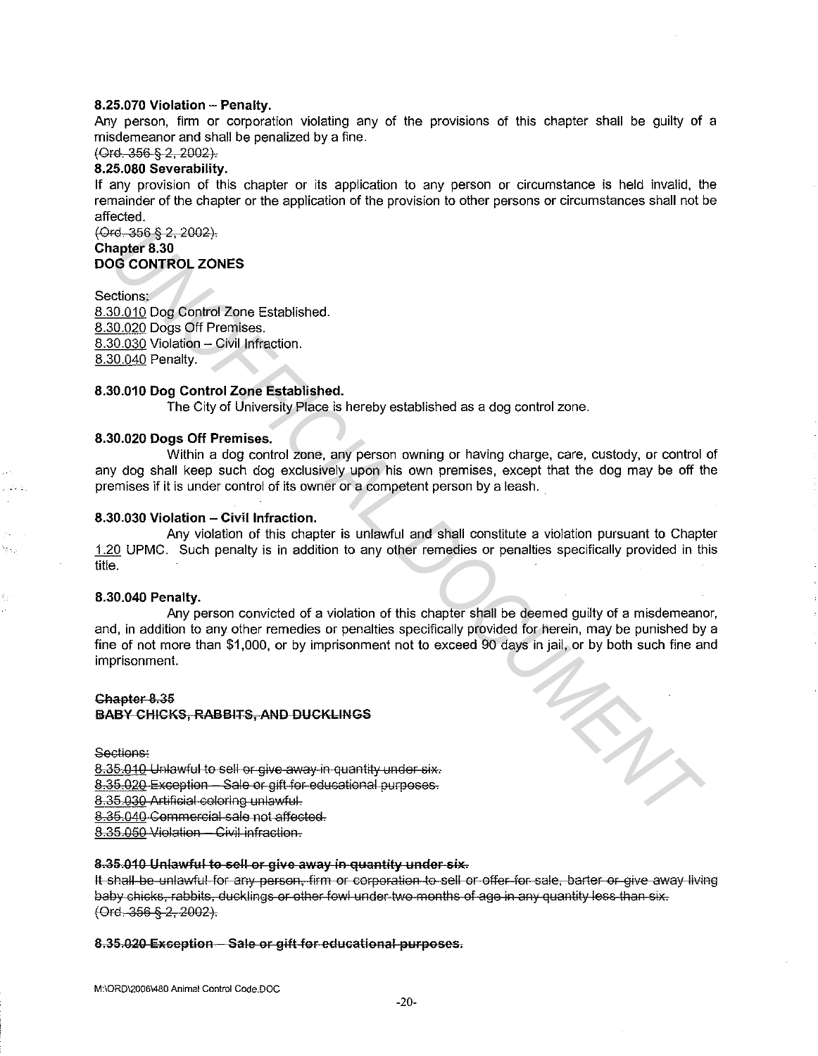**8.25.070 Violation – Penalty.**
Any person, firm or corporation violating any of the provisions of this chapter shall be guilty of a misdemeanor and shall be penalized by a fine.
~~(Ord. 356 § 2, 2002).~~

**8.25.080 Severability.**
If any provision of this chapter or its application to any person or circumstance is held invalid, the remainder of the chapter or the application of the provision to other persons or circumstances shall not be affected.
~~(Ord. 356 § 2, 2002).~~

**Chapter 8.30**
**DOG CONTROL ZONES**

Sections:
8.30.010 Dog Control Zone Established.
8.30.020 Dogs Off Premises.
8.30.030 Violation – Civil Infraction.
8.30.040 Penalty.

**8.30.010 Dog Control Zone Established.**
The City of University Place is hereby established as a dog control zone.

**8.30.020 Dogs Off Premises.**
Within a dog control zone, any person owning or having charge, care, custody, or control of any dog shall keep such dog exclusively upon his own premises, except that the dog may be off the premises if it is under control of its owner or a competent person by a leash.

**8.30.030 Violation – Civil Infraction.**
Any violation of this chapter is unlawful and shall constitute a violation pursuant to Chapter 1.20 UPMC. Such penalty is in addition to any other remedies or penalties specifically provided in this title.

**8.30.040 Penalty.**
Any person convicted of a violation of this chapter shall be deemed guilty of a misdemeanor, and, in addition to any other remedies or penalties specifically provided for herein, may be punished by a fine of not more than $1,000, or by imprisonment not to exceed 90 days in jail, or by both such fine and imprisonment.

~~**Chapter 8.35**~~
~~**BABY CHICKS, RABBITS, AND DUCKLINGS**~~

~~Sections:~~
~~8.35.010 Unlawful to sell or give away in quantity under six.~~
~~8.35.020 Exception – Sale or gift for educational purposes.~~
~~8.35.030 Artificial coloring unlawful.~~
~~8.35.040 Commercial sale not affected.~~
~~8.35.050 Violation – Civil infraction.~~

~~**8.35.010 Unlawful to sell or give away in quantity under six.**~~
~~It shall be unlawful for any person, firm or corporation to sell or offer for sale, barter or give away living baby chicks, rabbits, ducklings or other fowl under two months of age in any quantity less than six.~~
~~(Ord. 356 § 2, 2002).~~

~~**8.35.020 Exception – Sale or gift for educational purposes.**~~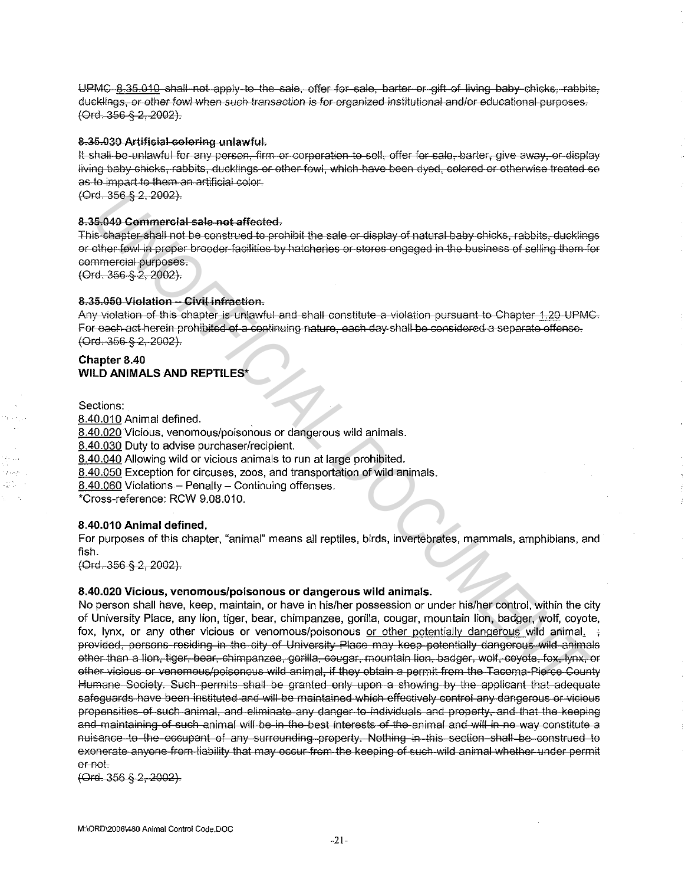~~UPMC 8.35.010 shall not apply to the sale, offer for sale, barter or gift of living baby chicks, rabbits, ducklings, or other fowl when such transaction is for organized institutional and/or educational purposes.~~
~~(Ord. 356 § 2, 2002).~~

~~**8.35.030 Artificial coloring unlawful.**~~
~~It shall be unlawful for any person, firm or corporation to sell, offer for sale, barter, give away, or display living baby chicks, rabbits, ducklings or other fowl, which have been dyed, colored or otherwise treated so as to impart to them an artificial color.~~
~~(Ord. 356 § 2, 2002).~~

~~**8.35.040 Commercial sale not affected.**~~
~~This chapter shall not be construed to prohibit the sale or display of natural baby chicks, rabbits, ducklings or other fowl in proper brooder facilities by hatcheries or stores engaged in the business of selling them for commercial purposes.~~
~~(Ord. 356 § 2, 2002).~~

~~**8.35.050 Violation – Civil infraction.**~~
~~Any violation of this chapter is unlawful and shall constitute a violation pursuant to Chapter 1.20 UPMC. For each act herein prohibited of a continuing nature, each day shall be considered a separate offense.~~
~~(Ord. 356 § 2, 2002).~~

## Chapter 8.40
## WILD ANIMALS AND REPTILES*

Sections:
8.40.010 Animal defined.
8.40.020 Vicious, venomous/poisonous or dangerous wild animals.
8.40.030 Duty to advise purchaser/recipient.
8.40.040 Allowing wild or vicious animals to run at large prohibited.
8.40.050 Exception for circuses, zoos, and transportation of wild animals.
8.40.060 Violations – Penalty – Continuing offenses.
*Cross-reference: RCW 9.08.010.

**8.40.010 Animal defined.**
For purposes of this chapter, "animal" means all reptiles, birds, invertebrates, mammals, amphibians, and fish.
~~(Ord. 356 § 2, 2002).~~

**8.40.020 Vicious, venomous/poisonous or dangerous wild animals.**
No person shall have, keep, maintain, or have in his/her possession or under his/her control, within the city of University Place, any lion, tiger, bear, chimpanzee, gorilla, cougar, mountain lion, badger, wolf, coyote, fox, lynx, or any other vicious or venomous/poisonous <u>or other potentially dangerous</u> wild animal. ~~; provided, persons residing in the city of University Place may keep potentially dangerous wild animals other than a lion, tiger, bear, chimpanzee, gorilla, cougar, mountain lion, badger, wolf, coyote, fox, lynx, or other vicious or venomous/poisonous wild animal, if they obtain a permit from the Tacoma-Pierce County Humane Society. Such permits shall be granted only upon a showing by the applicant that adequate safeguards have been instituted and will be maintained which effectively control any dangerous or vicious propensities of such animal, and eliminate any danger to individuals and property, and that the keeping and maintaining of such animal will be in the best interests of the animal and will in no way constitute a nuisance to the occupant of any surrounding property. Nothing in this section shall be construed to exonerate anyone from liability that may occur from the keeping of such wild animal whether under permit or not.~~
~~(Ord. 356 § 2, 2002).~~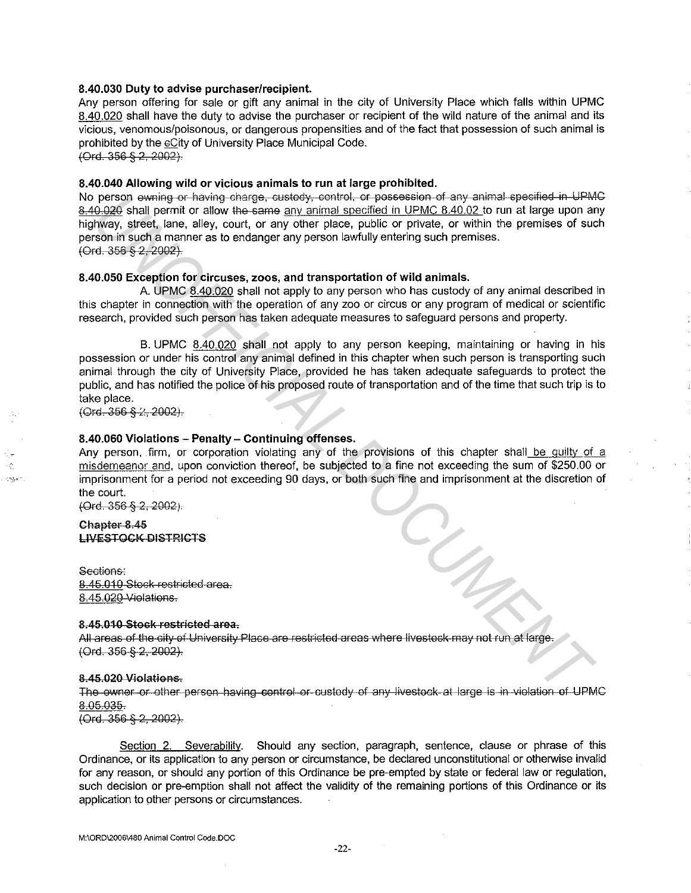**8.40.030 Duty to advise purchaser/recipient.**

Any person offering for sale or gift any animal in the city of University Place which falls within UPMC 8.40.020 shall have the duty to advise the purchaser or recipient of the wild nature of the animal and its vicious, venomous/poisonous, or dangerous propensities and of the fact that possession of such animal is prohibited by the cCity of University Place Municipal Code.

~~(Ord. 356 § 2, 2002).~~

**8.40.040 Allowing wild or vicious animals to run at large prohibited.**

No person ~~owning or having charge, custody, control, or possession of any animal specified in UPMC 8.40.020~~ shall permit or allow ~~the same~~ any animal specified in UPMC 8.40.02 to run at large upon any highway, street, lane, alley, court, or any other place, public or private, or within the premises of such person in such a manner as to endanger any person lawfully entering such premises.

~~(Ord. 356 § 2, 2002).~~

**8.40.050 Exception for circuses, zoos, and transportation of wild animals.**

A. UPMC 8.40.020 shall not apply to any person who has custody of any animal described in this chapter in connection with the operation of any zoo or circus or any program of medical or scientific research, provided such person has taken adequate measures to safeguard persons and property.

B. UPMC 8.40.020 shall not apply to any person keeping, maintaining or having in his possession or under his control any animal defined in this chapter when such person is transporting such animal through the city of University Place, provided he has taken adequate safeguards to protect the public, and has notified the police of his proposed route of transportation and of the time that such trip is to take place.

~~(Ord. 356 § 2, 2002).~~

**8.40.060 Violations – Penalty – Continuing offenses.**

Any person, firm, or corporation violating any of the provisions of this chapter shall be guilty of a misdemeanor and, upon conviction thereof, be subjected to a fine not exceeding the sum of $250.00 or imprisonment for a period not exceeding 90 days, or both such fine and imprisonment at the discretion of the court.

~~(Ord. 356 § 2, 2002).~~

~~**Chapter 8.45**~~
~~**LIVESTOCK DISTRICTS**~~

~~Sections:~~
~~8.45.010 Stock restricted area.~~
~~8.45.020 Violations.~~

~~**8.45.010 Stock restricted area.**~~

~~All areas of the city of University Place are restricted areas where livestock may not run at large.~~
~~(Ord. 356 § 2, 2002).~~

~~**8.45.020 Violations.**~~

~~The owner or other person having control or custody of any livestock at large is in violation of UPMC 8.05.035.~~
~~(Ord. 356 § 2, 2002).~~

Section 2. Severability. Should any section, paragraph, sentence, clause or phrase of this Ordinance, or its application to any person or circumstance, be declared unconstitutional or otherwise invalid for any reason, or should any portion of this Ordinance be pre-empted by state or federal law or regulation, such decision or pre-emption shall not affect the validity of the remaining portions of this Ordinance or its application to other persons or circumstances.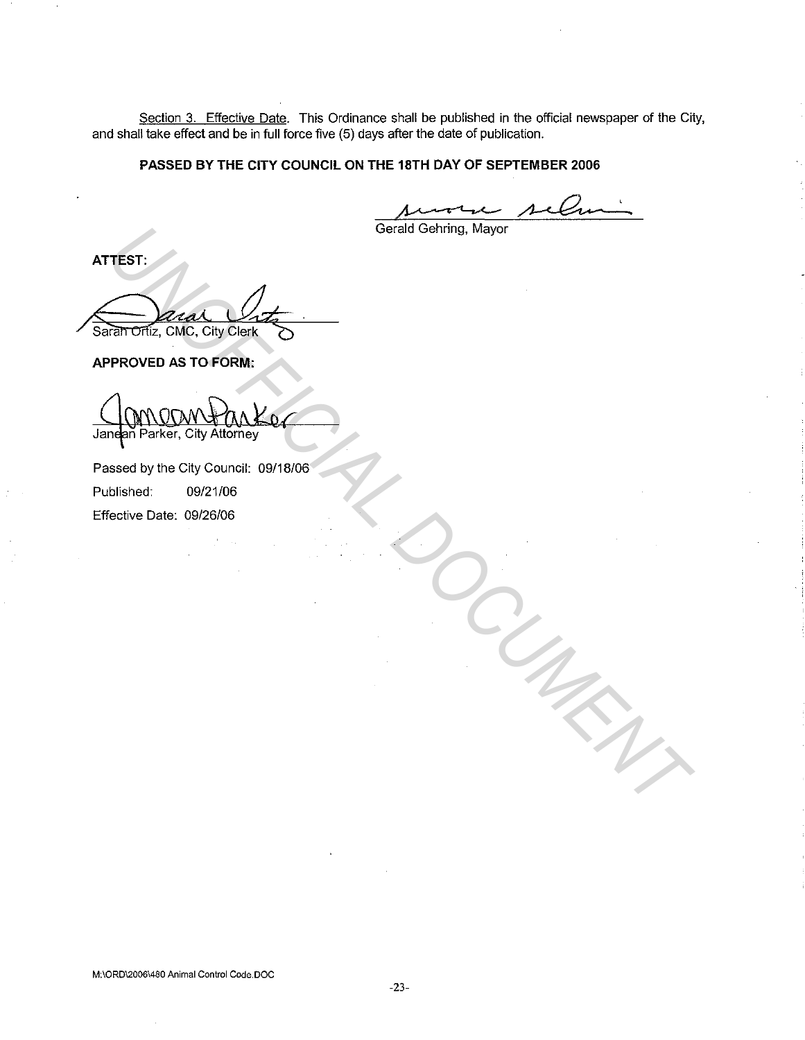Section 3. Effective Date. This Ordinance shall be published in the official newspaper of the City, and shall take effect and be in full force five (5) days after the date of publication.

**PASSED BY THE CITY COUNCIL ON THE 18TH DAY OF SEPTEMBER 2006**

Gerald Gehring, Mayor

**ATTEST:**

Sarah Ortiz, CMC, City Clerk

**APPROVED AS TO FORM:**

Janean Parker, City Attorney

Passed by the City Council: 09/18/06

Published: 09/21/06

Effective Date: 09/26/06

UNOFFICIAL DOCUMENT

M:\ORD\2006\480 Animal Control Code.DOC